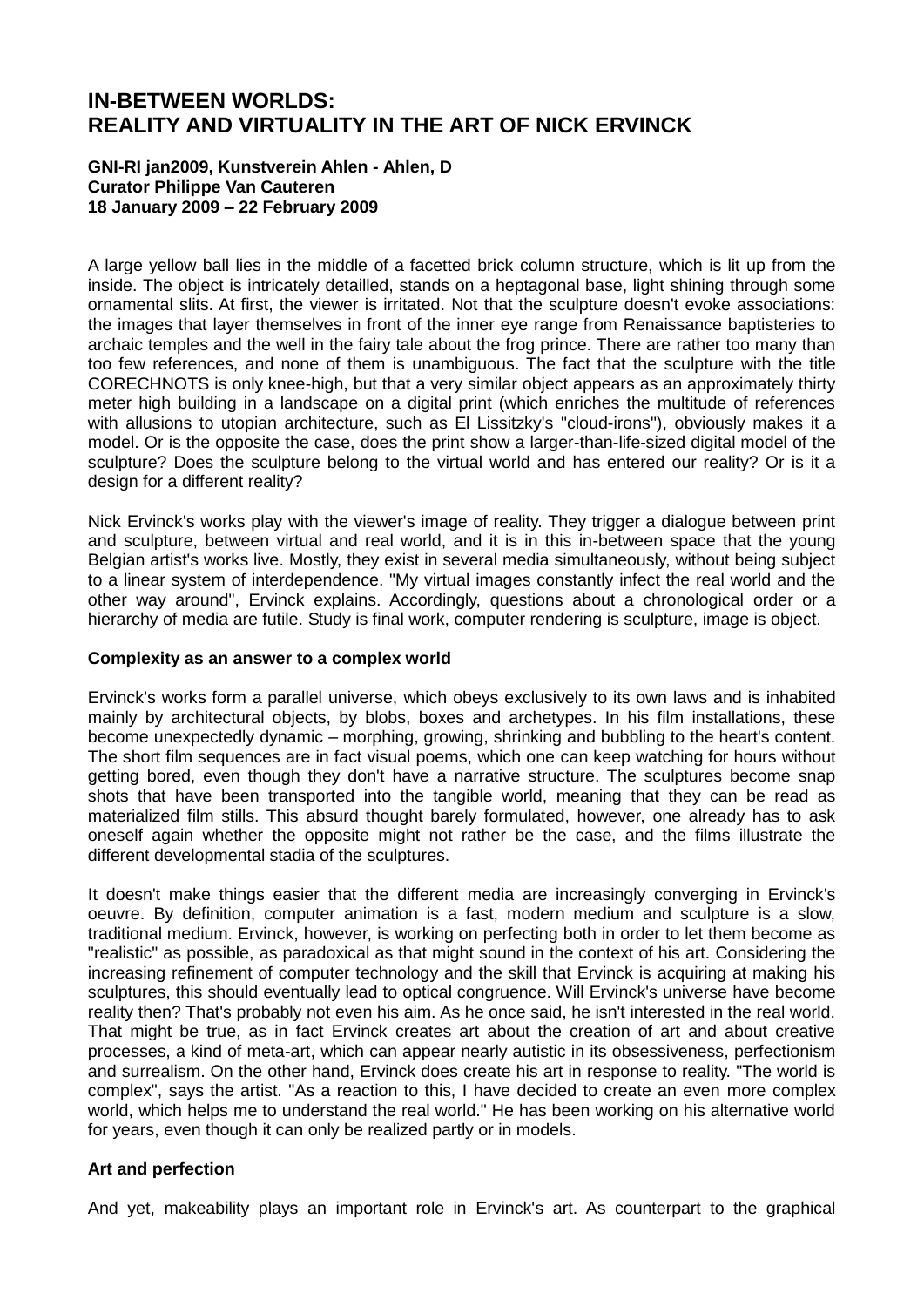# IN-BETWEEN WORLDS:
# REALITY AND VIRTUALITY IN THE ART OF NICK ERVINCK

**GNI-RI jan2009, Kunstverein Ahlen - Ahlen, D**
**Curator Philippe Van Cauteren**
**18 January 2009 – 22 February 2009**

A large yellow ball lies in the middle of a facetted brick column structure, which is lit up from the inside. The object is intricately detailled, stands on a heptagonal base, light shining through some ornamental slits. At first, the viewer is irritated. Not that the sculpture doesn't evoke associations: the images that layer themselves in front of the inner eye range from Renaissance baptisteries to archaic temples and the well in the fairy tale about the frog prince. There are rather too many than too few references, and none of them is unambiguous. The fact that the sculpture with the title CORECHNOTS is only knee-high, but that a very similar object appears as an approximately thirty meter high building in a landscape on a digital print (which enriches the multitude of references with allusions to utopian architecture, such as El Lissitzky's "cloud-irons"), obviously makes it a model. Or is the opposite the case, does the print show a larger-than-life-sized digital model of the sculpture? Does the sculpture belong to the virtual world and has entered our reality? Or is it a design for a different reality?

Nick Ervinck's works play with the viewer's image of reality. They trigger a dialogue between print and sculpture, between virtual and real world, and it is in this in-between space that the young Belgian artist's works live. Mostly, they exist in several media simultaneously, without being subject to a linear system of interdependence. "My virtual images constantly infect the real world and the other way around", Ervinck explains. Accordingly, questions about a chronological order or a hierarchy of media are futile. Study is final work, computer rendering is sculpture, image is object.

### Complexity as an answer to a complex world

Ervinck's works form a parallel universe, which obeys exclusively to its own laws and is inhabited mainly by architectural objects, by blobs, boxes and archetypes. In his film installations, these become unexpectedly dynamic – morphing, growing, shrinking and bubbling to the heart's content. The short film sequences are in fact visual poems, which one can keep watching for hours without getting bored, even though they don't have a narrative structure. The sculptures become snap shots that have been transported into the tangible world, meaning that they can be read as materialized film stills. This absurd thought barely formulated, however, one already has to ask oneself again whether the opposite might not rather be the case, and the films illustrate the different developmental stadia of the sculptures.

It doesn't make things easier that the different media are increasingly converging in Ervinck's oeuvre. By definition, computer animation is a fast, modern medium and sculpture is a slow, traditional medium. Ervinck, however, is working on perfecting both in order to let them become as "realistic" as possible, as paradoxical as that might sound in the context of his art. Considering the increasing refinement of computer technology and the skill that Ervinck is acquiring at making his sculptures, this should eventually lead to optical congruence. Will Ervinck's universe have become reality then? That's probably not even his aim. As he once said, he isn't interested in the real world. That might be true, as in fact Ervinck creates art about the creation of art and about creative processes, a kind of meta-art, which can appear nearly autistic in its obsessiveness, perfectionism and surrealism. On the other hand, Ervinck does create his art in response to reality. "The world is complex", says the artist. "As a reaction to this, I have decided to create an even more complex world, which helps me to understand the real world." He has been working on his alternative world for years, even though it can only be realized partly or in models.

### Art and perfection

And yet, makeability plays an important role in Ervinck's art. As counterpart to the graphical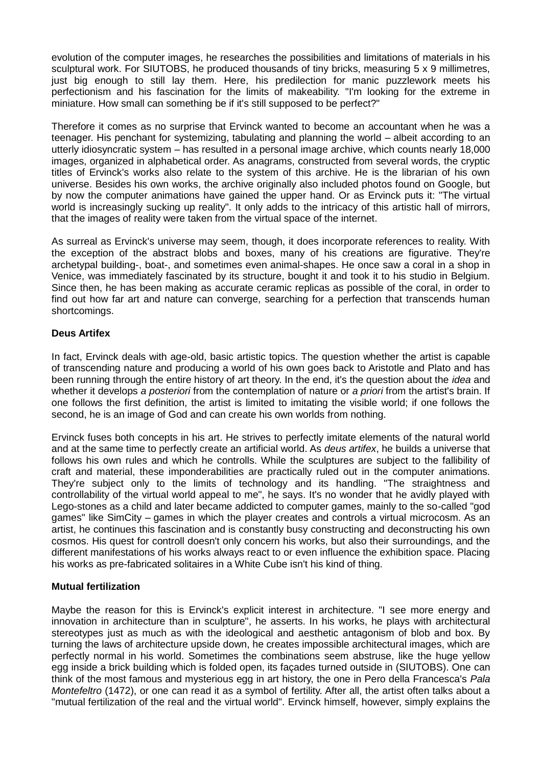evolution of the computer images, he researches the possibilities and limitations of materials in his sculptural work. For SIUTOBS, he produced thousands of tiny bricks, measuring 5 x 9 millimetres, just big enough to still lay them. Here, his predilection for manic puzzlework meets his perfectionism and his fascination for the limits of makeability. "I'm looking for the extreme in miniature. How small can something be if it's still supposed to be perfect?"

Therefore it comes as no surprise that Ervinck wanted to become an accountant when he was a teenager. His penchant for systemizing, tabulating and planning the world – albeit according to an utterly idiosyncratic system – has resulted in a personal image archive, which counts nearly 18,000 images, organized in alphabetical order. As anagrams, constructed from several words, the cryptic titles of Ervinck's works also relate to the system of this archive. He is the librarian of his own universe. Besides his own works, the archive originally also included photos found on Google, but by now the computer animations have gained the upper hand. Or as Ervinck puts it: "The virtual world is increasingly sucking up reality". It only adds to the intricacy of this artistic hall of mirrors, that the images of reality were taken from the virtual space of the internet.

As surreal as Ervinck's universe may seem, though, it does incorporate references to reality. With the exception of the abstract blobs and boxes, many of his creations are figurative. They're archetypal building-, boat-, and sometimes even animal-shapes. He once saw a coral in a shop in Venice, was immediately fascinated by its structure, bought it and took it to his studio in Belgium. Since then, he has been making as accurate ceramic replicas as possible of the coral, in order to find out how far art and nature can converge, searching for a perfection that transcends human shortcomings.

**Deus Artifex**

In fact, Ervinck deals with age-old, basic artistic topics. The question whether the artist is capable of transcending nature and producing a world of his own goes back to Aristotle and Plato and has been running through the entire history of art theory. In the end, it's the question about the *idea* and whether it develops *a posteriori* from the contemplation of nature or *a priori* from the artist's brain. If one follows the first definition, the artist is limited to imitating the visible world; if one follows the second, he is an image of God and can create his own worlds from nothing.

Ervinck fuses both concepts in his art. He strives to perfectly imitate elements of the natural world and at the same time to perfectly create an artificial world. As *deus artifex*, he builds a universe that follows his own rules and which he controlls. While the sculptures are subject to the fallibility of craft and material, these imponderabilities are practically ruled out in the computer animations. They're subject only to the limits of technology and its handling. "The straightness and controllability of the virtual world appeal to me", he says. It's no wonder that he avidly played with Lego-stones as a child and later became addicted to computer games, mainly to the so-called "god games" like SimCity – games in which the player creates and controls a virtual microcosm. As an artist, he continues this fascination and is constantly busy constructing and deconstructing his own cosmos. His quest for controll doesn't only concern his works, but also their surroundings, and the different manifestations of his works always react to or even influence the exhibition space. Placing his works as pre-fabricated solitaires in a White Cube isn't his kind of thing.

**Mutual fertilization**

Maybe the reason for this is Ervinck's explicit interest in architecture. "I see more energy and innovation in architecture than in sculpture", he asserts. In his works, he plays with architectural stereotypes just as much as with the ideological and aesthetic antagonism of blob and box. By turning the laws of architecture upside down, he creates impossible architectural images, which are perfectly normal in his world. Sometimes the combinations seem abstruse, like the huge yellow egg inside a brick building which is folded open, its façades turned outside in (SIUTOBS). One can think of the most famous and mysterious egg in art history, the one in Pero della Francesca's *Pala Montefeltro* (1472), or one can read it as a symbol of fertility. After all, the artist often talks about a "mutual fertilization of the real and the virtual world". Ervinck himself, however, simply explains the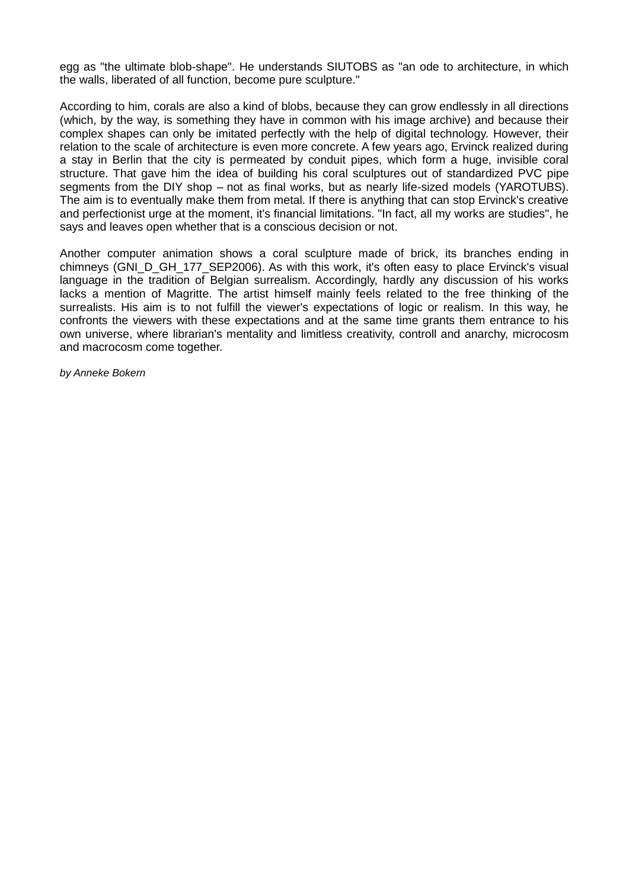egg as "the ultimate blob-shape". He understands SIUTOBS as "an ode to architecture, in which the walls, liberated of all function, become pure sculpture."

According to him, corals are also a kind of blobs, because they can grow endlessly in all directions (which, by the way, is something they have in common with his image archive) and because their complex shapes can only be imitated perfectly with the help of digital technology. However, their relation to the scale of architecture is even more concrete. A few years ago, Ervinck realized during a stay in Berlin that the city is permeated by conduit pipes, which form a huge, invisible coral structure. That gave him the idea of building his coral sculptures out of standardized PVC pipe segments from the DIY shop – not as final works, but as nearly life-sized models (YAROTUBS). The aim is to eventually make them from metal. If there is anything that can stop Ervinck's creative and perfectionist urge at the moment, it's financial limitations. "In fact, all my works are studies", he says and leaves open whether that is a conscious decision or not.

Another computer animation shows a coral sculpture made of brick, its branches ending in chimneys (GNI_D_GH_177_SEP2006). As with this work, it's often easy to place Ervinck's visual language in the tradition of Belgian surrealism. Accordingly, hardly any discussion of his works lacks a mention of Magritte. The artist himself mainly feels related to the free thinking of the surrealists. His aim is to not fulfill the viewer's expectations of logic or realism. In this way, he confronts the viewers with these expectations and at the same time grants them entrance to his own universe, where librarian's mentality and limitless creativity, controll and anarchy, microcosm and macrocosm come together.

*by Anneke Bokern*